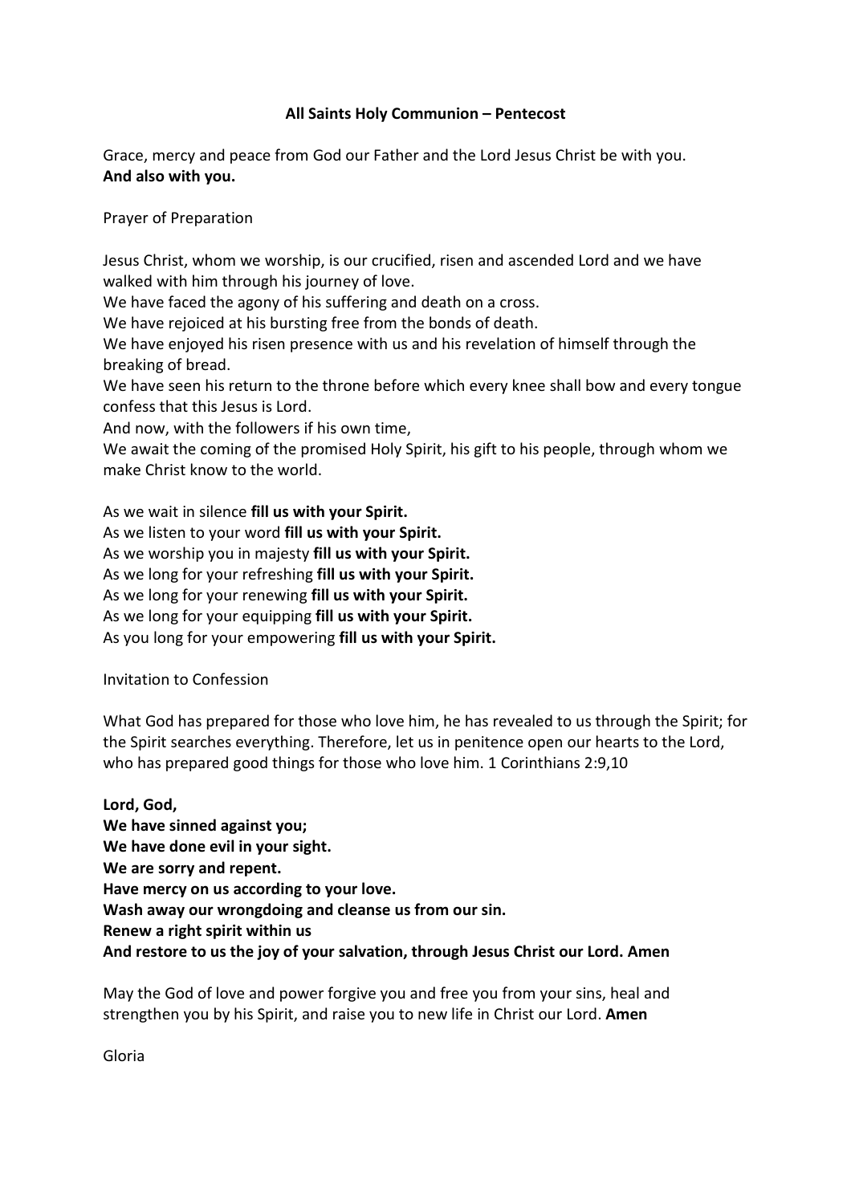**All Saints Holy Communion – Pentecost**

Grace, mercy and peace from God our Father and the Lord Jesus Christ be with you.
**And also with you.**

Prayer of Preparation

Jesus Christ, whom we worship, is our crucified, risen and ascended Lord and we have walked with him through his journey of love.
We have faced the agony of his suffering and death on a cross.
We have rejoiced at his bursting free from the bonds of death.
We have enjoyed his risen presence with us and his revelation of himself through the breaking of bread.
We have seen his return to the throne before which every knee shall bow and every tongue confess that this Jesus is Lord.
And now, with the followers if his own time,
We await the coming of the promised Holy Spirit, his gift to his people, through whom we make Christ know to the world.

As we wait in silence **fill us with your Spirit.**
As we listen to your word **fill us with your Spirit.**
As we worship you in majesty **fill us with your Spirit.**
As we long for your refreshing **fill us with your Spirit.**
As we long for your renewing **fill us with your Spirit.**
As we long for your equipping **fill us with your Spirit.**
As you long for your empowering **fill us with your Spirit.**

Invitation to Confession

What God has prepared for those who love him, he has revealed to us through the Spirit; for the Spirit searches everything. Therefore, let us in penitence open our hearts to the Lord, who has prepared good things for those who love him. 1 Corinthians 2:9,10

**Lord, God,**
**We have sinned against you;**
**We have done evil in your sight.**
**We are sorry and repent.**
**Have mercy on us according to your love.**
**Wash away our wrongdoing and cleanse us from our sin.**
**Renew a right spirit within us**
**And restore to us the joy of your salvation, through Jesus Christ our Lord. Amen**

May the God of love and power forgive you and free you from your sins, heal and strengthen you by his Spirit, and raise you to new life in Christ our Lord. **Amen**

Gloria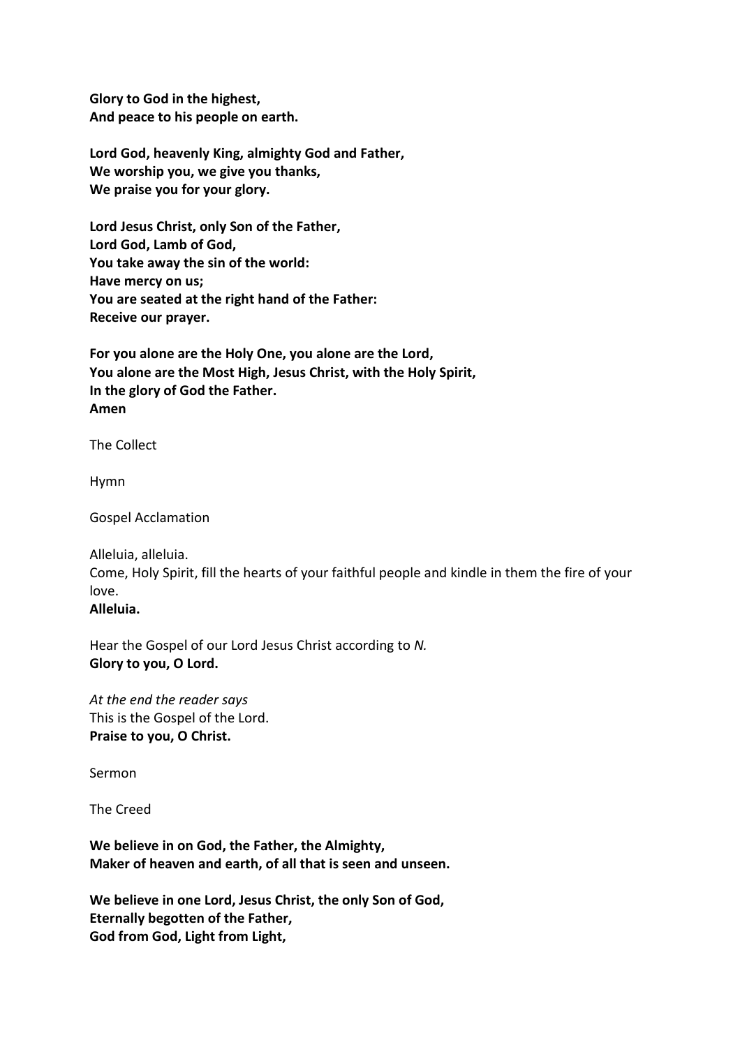**Glory to God in the highest,**
**And peace to his people on earth.**

**Lord God, heavenly King, almighty God and Father,**
**We worship you, we give you thanks,**
**We praise you for your glory.**

**Lord Jesus Christ, only Son of the Father,**
**Lord God, Lamb of God,**
**You take away the sin of the world:**
**Have mercy on us;**
**You are seated at the right hand of the Father:**
**Receive our prayer.**

**For you alone are the Holy One, you alone are the Lord,**
**You alone are the Most High, Jesus Christ, with the Holy Spirit,**
**In the glory of God the Father.**
**Amen**

The Collect

Hymn

Gospel Acclamation

Alleluia, alleluia.
Come, Holy Spirit, fill the hearts of your faithful people and kindle in them the fire of your love.
**Alleluia.**

Hear the Gospel of our Lord Jesus Christ according to *N.*
**Glory to you, O Lord.**

*At the end the reader says*
This is the Gospel of the Lord.
**Praise to you, O Christ.**

Sermon

The Creed

**We believe in on God, the Father, the Almighty,**
**Maker of heaven and earth, of all that is seen and unseen.**

**We believe in one Lord, Jesus Christ, the only Son of God,**
**Eternally begotten of the Father,**
**God from God, Light from Light,**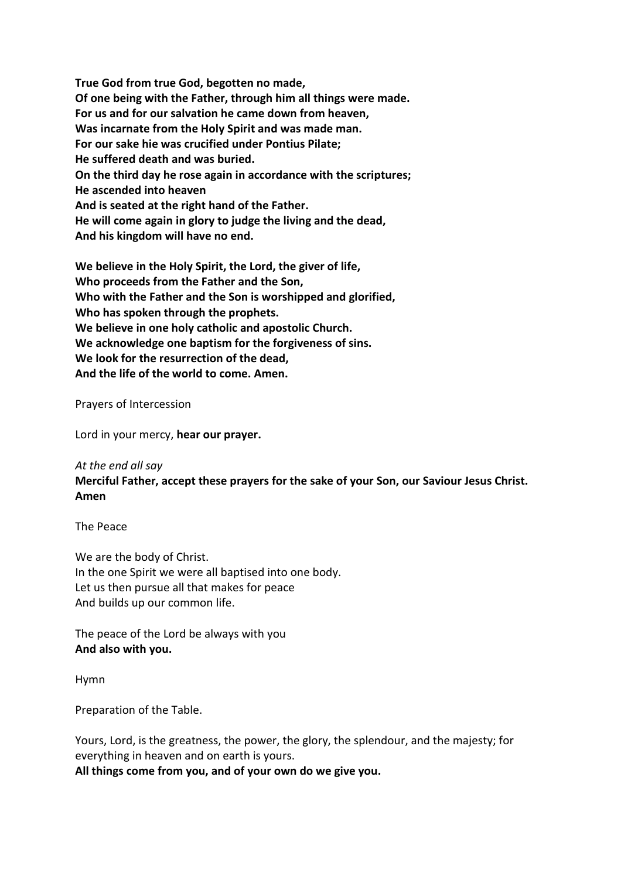**True God from true God, begotten no made,**
**Of one being with the Father, through him all things were made.**
**For us and for our salvation he came down from heaven,**
**Was incarnate from the Holy Spirit and was made man.**
**For our sake hie was crucified under Pontius Pilate;**
**He suffered death and was buried.**
**On the third day he rose again in accordance with the scriptures;**
**He ascended into heaven**
**And is seated at the right hand of the Father.**
**He will come again in glory to judge the living and the dead,**
**And his kingdom will have no end.**

**We believe in the Holy Spirit, the Lord, the giver of life,**
**Who proceeds from the Father and the Son,**
**Who with the Father and the Son is worshipped and glorified,**
**Who has spoken through the prophets.**
**We believe in one holy catholic and apostolic Church.**
**We acknowledge one baptism for the forgiveness of sins.**
**We look for the resurrection of the dead,**
**And the life of the world to come. Amen.**

Prayers of Intercession

Lord in your mercy, **hear our prayer.**

*At the end all say*
**Merciful Father, accept these prayers for the sake of your Son, our Saviour Jesus Christ. Amen**

The Peace

We are the body of Christ.
In the one Spirit we were all baptised into one body.
Let us then pursue all that makes for peace
And builds up our common life.

The peace of the Lord be always with you
**And also with you.**

Hymn

Preparation of the Table.

Yours, Lord, is the greatness, the power, the glory, the splendour, and the majesty; for everything in heaven and on earth is yours.
**All things come from you, and of your own do we give you.**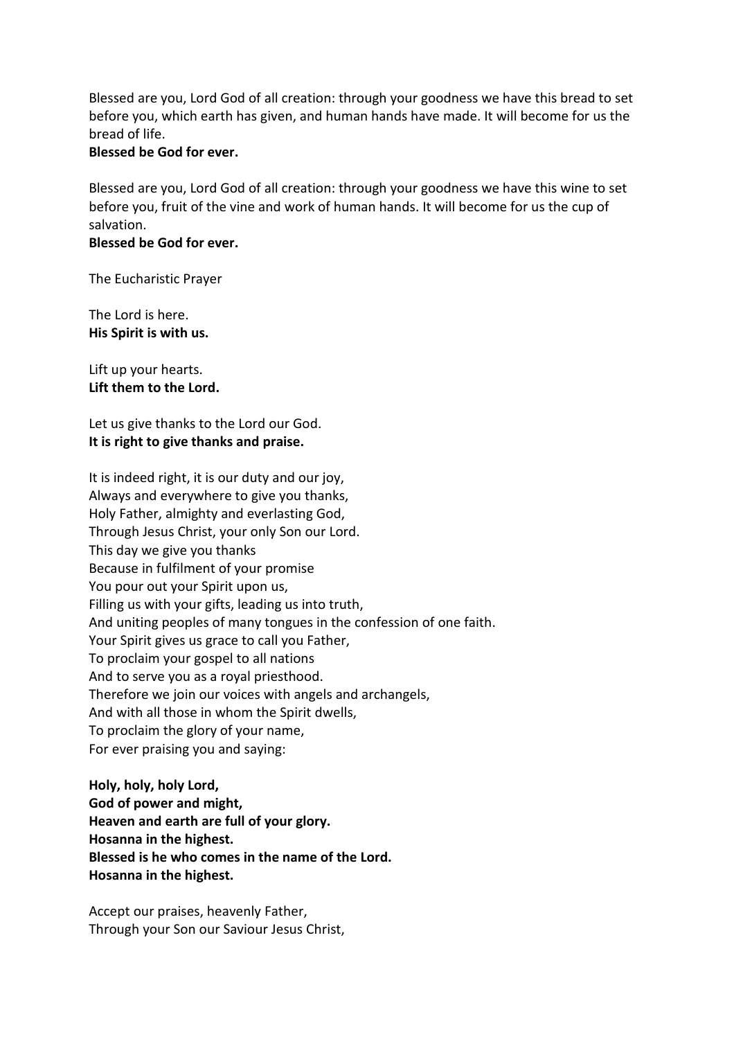Blessed are you, Lord God of all creation: through your goodness we have this bread to set before you, which earth has given, and human hands have made. It will become for us the bread of life.
**Blessed be God for ever.**

Blessed are you, Lord God of all creation: through your goodness we have this wine to set before you, fruit of the vine and work of human hands. It will become for us the cup of salvation.
**Blessed be God for ever.**

The Eucharistic Prayer

The Lord is here.
**His Spirit is with us.**

Lift up your hearts.
**Lift them to the Lord.**

Let us give thanks to the Lord our God.
**It is right to give thanks and praise.**

It is indeed right, it is our duty and our joy,
Always and everywhere to give you thanks,
Holy Father, almighty and everlasting God,
Through Jesus Christ, your only Son our Lord.
This day we give you thanks
Because in fulfilment of your promise
You pour out your Spirit upon us,
Filling us with your gifts, leading us into truth,
And uniting peoples of many tongues in the confession of one faith.
Your Spirit gives us grace to call you Father,
To proclaim your gospel to all nations
And to serve you as a royal priesthood.
Therefore we join our voices with angels and archangels,
And with all those in whom the Spirit dwells,
To proclaim the glory of your name,
For ever praising you and saying:

**Holy, holy, holy Lord,**
**God of power and might,**
**Heaven and earth are full of your glory.**
**Hosanna in the highest.**
**Blessed is he who comes in the name of the Lord.**
**Hosanna in the highest.**

Accept our praises, heavenly Father,
Through your Son our Saviour Jesus Christ,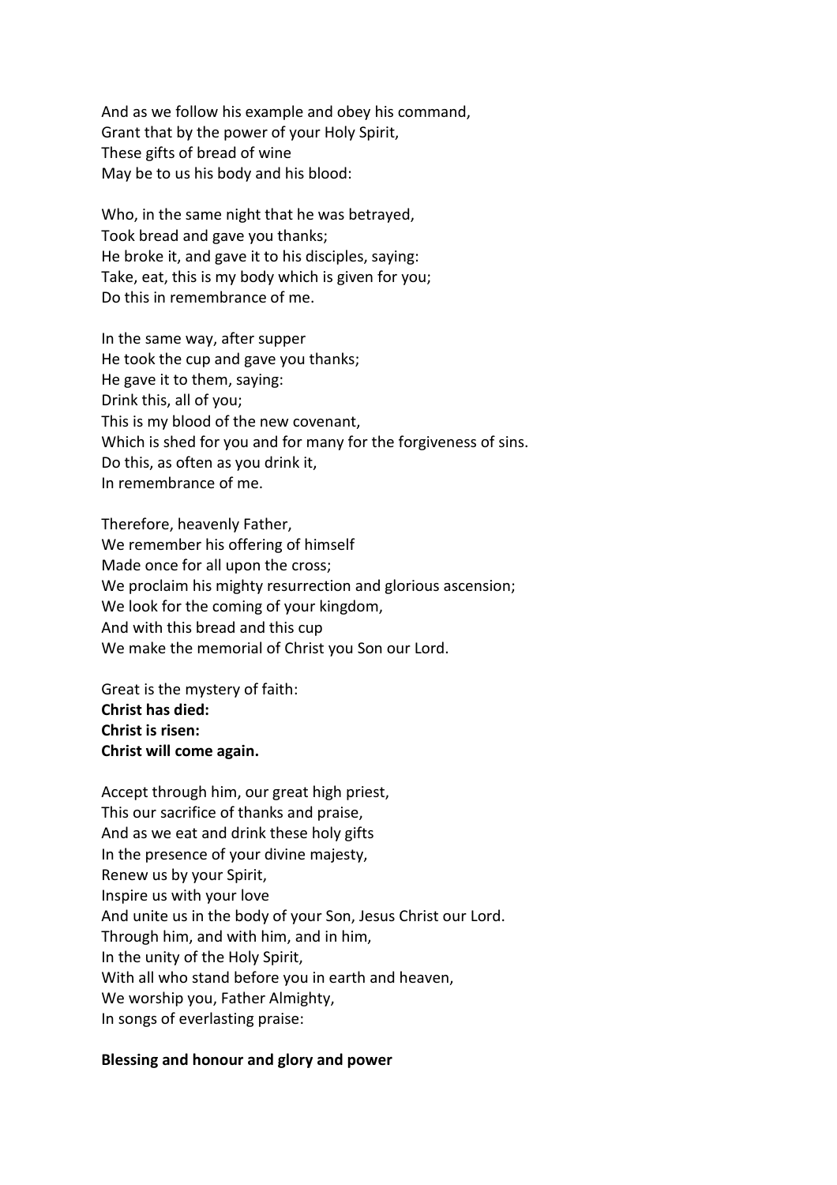And as we follow his example and obey his command,
Grant that by the power of your Holy Spirit,
These gifts of bread of wine
May be to us his body and his blood:

Who, in the same night that he was betrayed,
Took bread and gave you thanks;
He broke it, and gave it to his disciples, saying:
Take, eat, this is my body which is given for you;
Do this in remembrance of me.

In the same way, after supper
He took the cup and gave you thanks;
He gave it to them, saying:
Drink this, all of you;
This is my blood of the new covenant,
Which is shed for you and for many for the forgiveness of sins.
Do this, as often as you drink it,
In remembrance of me.

Therefore, heavenly Father,
We remember his offering of himself
Made once for all upon the cross;
We proclaim his mighty resurrection and glorious ascension;
We look for the coming of your kingdom,
And with this bread and this cup
We make the memorial of Christ you Son our Lord.

Great is the mystery of faith:
**Christ has died:**
**Christ is risen:**
**Christ will come again.**

Accept through him, our great high priest,
This our sacrifice of thanks and praise,
And as we eat and drink these holy gifts
In the presence of your divine majesty,
Renew us by your Spirit,
Inspire us with your love
And unite us in the body of your Son, Jesus Christ our Lord.
Through him, and with him, and in him,
In the unity of the Holy Spirit,
With all who stand before you in earth and heaven,
We worship you, Father Almighty,
In songs of everlasting praise:

**Blessing and honour and glory and power**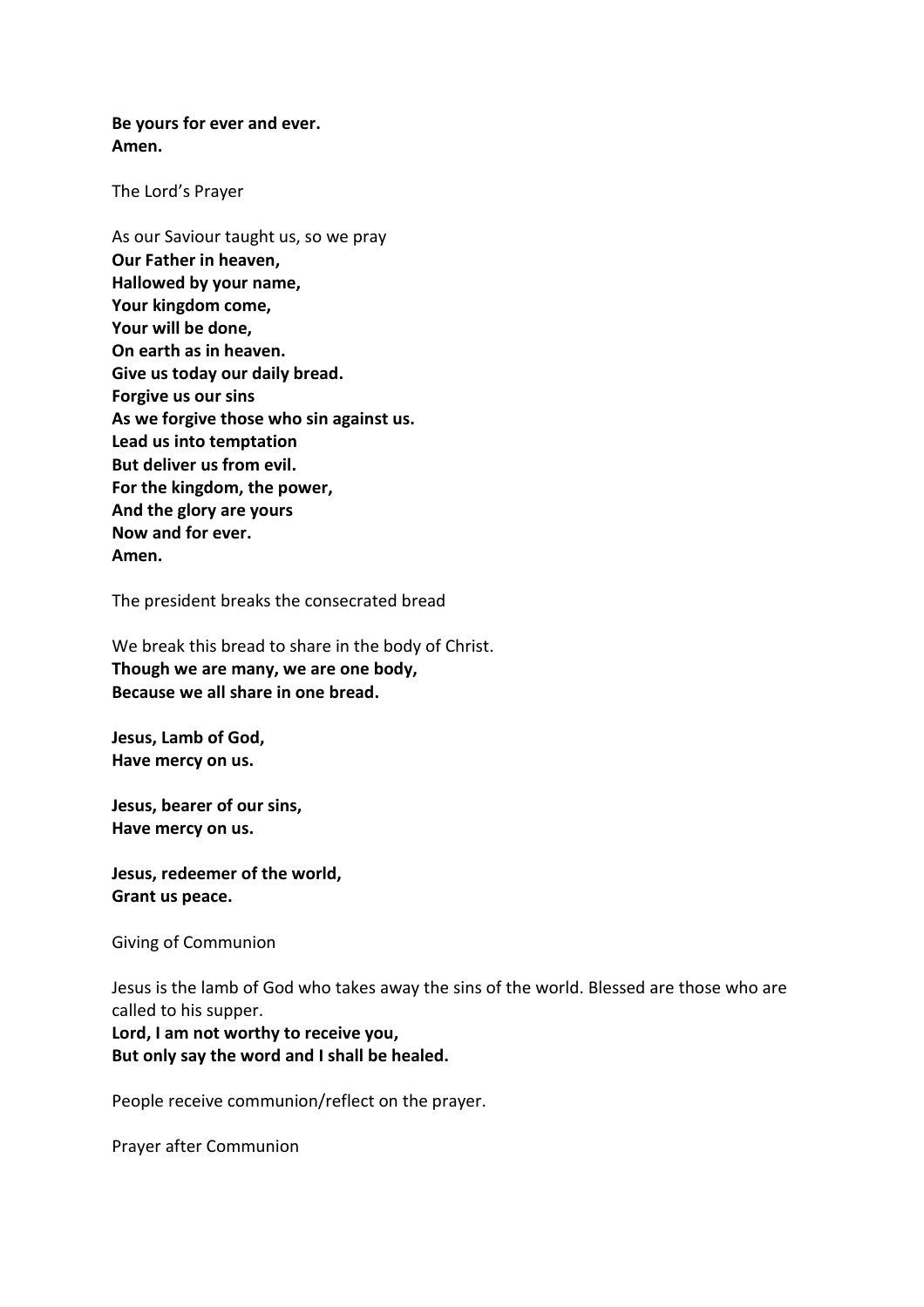**Be yours for ever and ever.**
**Amen.**

The Lord's Prayer

As our Saviour taught us, so we pray
**Our Father in heaven,**
**Hallowed by your name,**
**Your kingdom come,**
**Your will be done,**
**On earth as in heaven.**
**Give us today our daily bread.**
**Forgive us our sins**
**As we forgive those who sin against us.**
**Lead us into temptation**
**But deliver us from evil.**
**For the kingdom, the power,**
**And the glory are yours**
**Now and for ever.**
**Amen.**

The president breaks the consecrated bread

We break this bread to share in the body of Christ.
**Though we are many, we are one body,**
**Because we all share in one bread.**

**Jesus, Lamb of God,**
**Have mercy on us.**

**Jesus, bearer of our sins,**
**Have mercy on us.**

**Jesus, redeemer of the world,**
**Grant us peace.**

Giving of Communion

Jesus is the lamb of God who takes away the sins of the world. Blessed are those who are called to his supper.
**Lord, I am not worthy to receive you,**
**But only say the word and I shall be healed.**

People receive communion/reflect on the prayer.

Prayer after Communion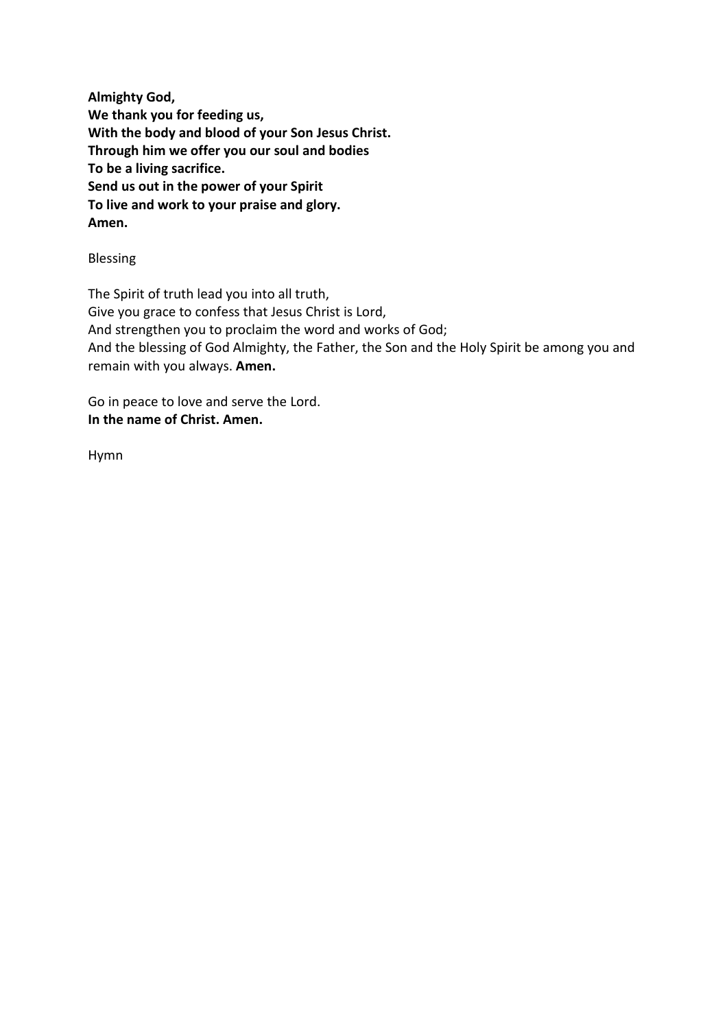**Almighty God,**
**We thank you for feeding us,**
**With the body and blood of your Son Jesus Christ.**
**Through him we offer you our soul and bodies**
**To be a living sacrifice.**
**Send us out in the power of your Spirit**
**To live and work to your praise and glory.**
**Amen.**

Blessing

The Spirit of truth lead you into all truth,
Give you grace to confess that Jesus Christ is Lord,
And strengthen you to proclaim the word and works of God;
And the blessing of God Almighty, the Father, the Son and the Holy Spirit be among you and remain with you always. **Amen.**

Go in peace to love and serve the Lord.
**In the name of Christ. Amen.**

Hymn